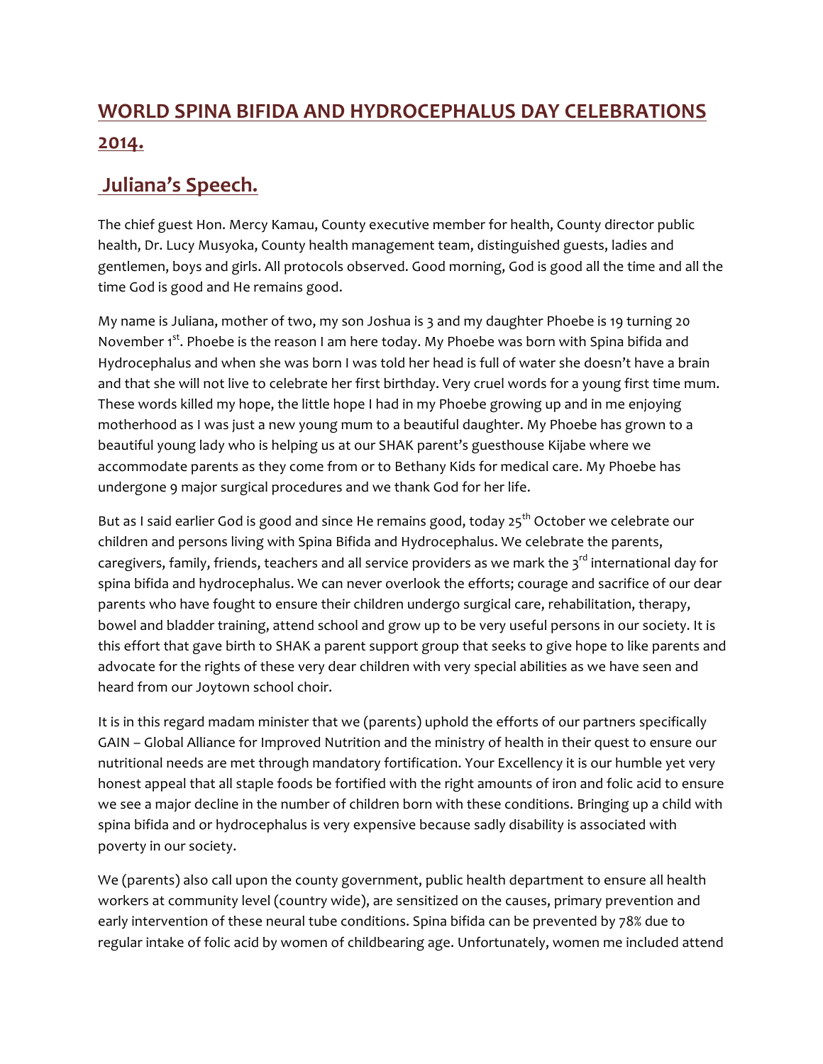# WORLD SPINA BIFIDA AND HYDROCEPHALUS DAY CELEBRATIONS 2014.

## Juliana's Speech.

The chief guest Hon. Mercy Kamau, County executive member for health, County director public health, Dr. Lucy Musyoka, County health management team, distinguished guests, ladies and gentlemen, boys and girls. All protocols observed. Good morning, God is good all the time and all the time God is good and He remains good.

My name is Juliana, mother of two, my son Joshua is 3 and my daughter Phoebe is 19 turning 20 November 1st. Phoebe is the reason I am here today. My Phoebe was born with Spina bifida and Hydrocephalus and when she was born I was told her head is full of water she doesn't have a brain and that she will not live to celebrate her first birthday. Very cruel words for a young first time mum. These words killed my hope, the little hope I had in my Phoebe growing up and in me enjoying motherhood as I was just a new young mum to a beautiful daughter. My Phoebe has grown to a beautiful young lady who is helping us at our SHAK parent's guesthouse Kijabe where we accommodate parents as they come from or to Bethany Kids for medical care. My Phoebe has undergone 9 major surgical procedures and we thank God for her life.

But as I said earlier God is good and since He remains good, today 25th October we celebrate our children and persons living with Spina Bifida and Hydrocephalus. We celebrate the parents, caregivers, family, friends, teachers and all service providers as we mark the 3rd international day for spina bifida and hydrocephalus. We can never overlook the efforts; courage and sacrifice of our dear parents who have fought to ensure their children undergo surgical care, rehabilitation, therapy, bowel and bladder training, attend school and grow up to be very useful persons in our society. It is this effort that gave birth to SHAK a parent support group that seeks to give hope to like parents and advocate for the rights of these very dear children with very special abilities as we have seen and heard from our Joytown school choir.

It is in this regard madam minister that we (parents) uphold the efforts of our partners specifically GAIN – Global Alliance for Improved Nutrition and the ministry of health in their quest to ensure our nutritional needs are met through mandatory fortification. Your Excellency it is our humble yet very honest appeal that all staple foods be fortified with the right amounts of iron and folic acid to ensure we see a major decline in the number of children born with these conditions. Bringing up a child with spina bifida and or hydrocephalus is very expensive because sadly disability is associated with poverty in our society.

We (parents) also call upon the county government, public health department to ensure all health workers at community level (country wide), are sensitized on the causes, primary prevention and early intervention of these neural tube conditions. Spina bifida can be prevented by 78% due to regular intake of folic acid by women of childbearing age. Unfortunately, women me included attend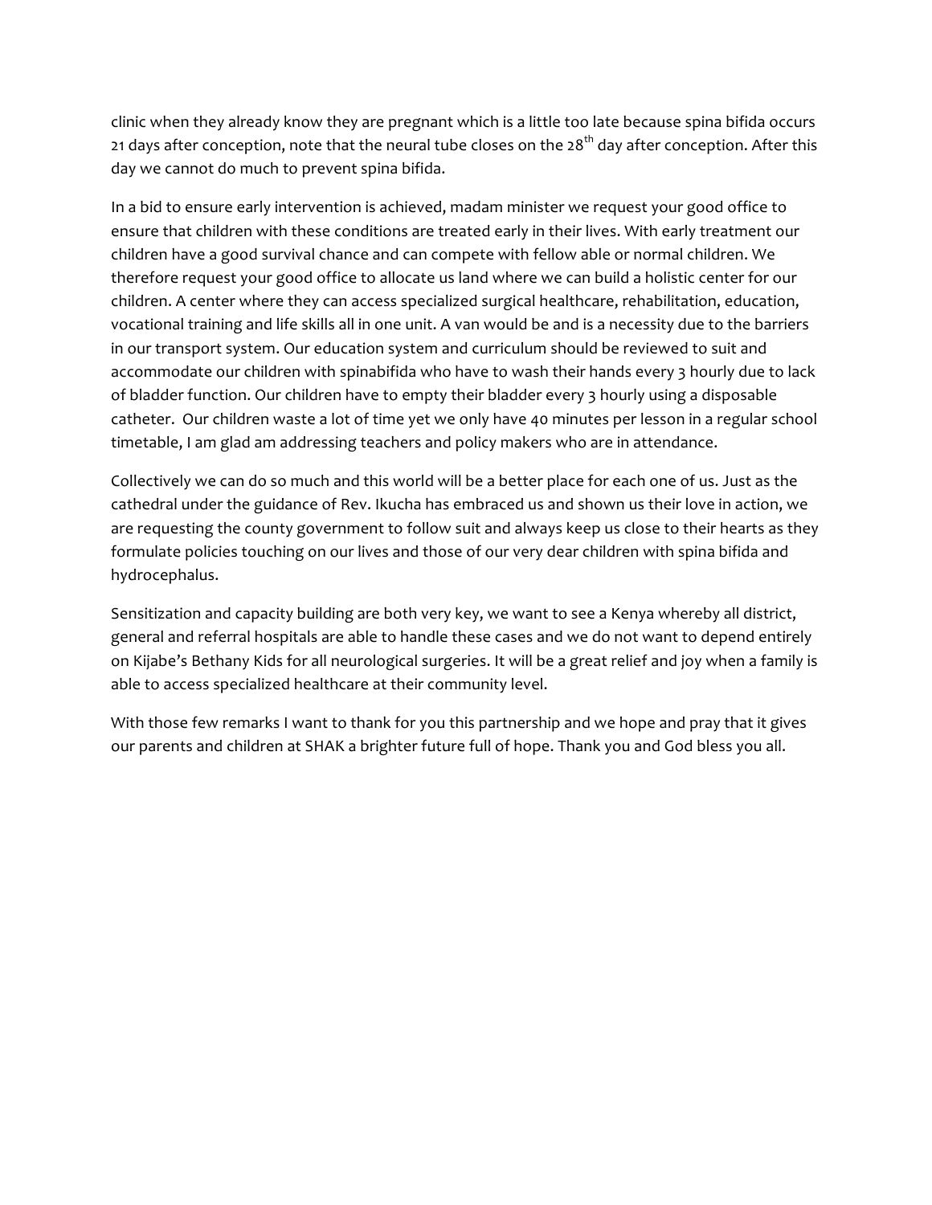clinic when they already know they are pregnant which is a little too late because spina bifida occurs 21 days after conception, note that the neural tube closes on the 28$^{th}$ day after conception. After this day we cannot do much to prevent spina bifida.

In a bid to ensure early intervention is achieved, madam minister we request your good office to ensure that children with these conditions are treated early in their lives. With early treatment our children have a good survival chance and can compete with fellow able or normal children. We therefore request your good office to allocate us land where we can build a holistic center for our children. A center where they can access specialized surgical healthcare, rehabilitation, education, vocational training and life skills all in one unit. A van would be and is a necessity due to the barriers in our transport system. Our education system and curriculum should be reviewed to suit and accommodate our children with spinabifida who have to wash their hands every 3 hourly due to lack of bladder function. Our children have to empty their bladder every 3 hourly using a disposable catheter. Our children waste a lot of time yet we only have 40 minutes per lesson in a regular school timetable, I am glad am addressing teachers and policy makers who are in attendance.

Collectively we can do so much and this world will be a better place for each one of us. Just as the cathedral under the guidance of Rev. Ikucha has embraced us and shown us their love in action, we are requesting the county government to follow suit and always keep us close to their hearts as they formulate policies touching on our lives and those of our very dear children with spina bifida and hydrocephalus.

Sensitization and capacity building are both very key, we want to see a Kenya whereby all district, general and referral hospitals are able to handle these cases and we do not want to depend entirely on Kijabe's Bethany Kids for all neurological surgeries. It will be a great relief and joy when a family is able to access specialized healthcare at their community level.

With those few remarks I want to thank for you this partnership and we hope and pray that it gives our parents and children at SHAK a brighter future full of hope. Thank you and God bless you all.